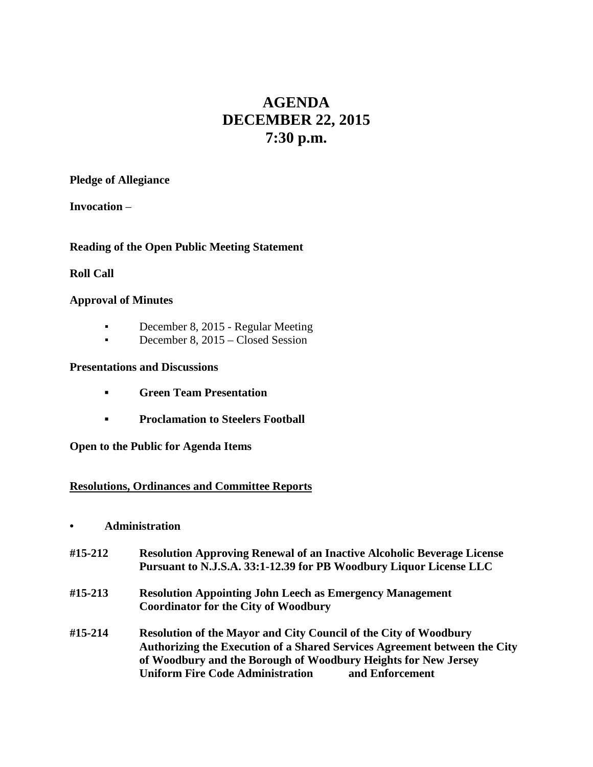# AGENDA
# DECEMBER 22, 2015
# 7:30 p.m.

**Pledge of Allegiance**

**Invocation** –

**Reading of the Open Public Meeting Statement**

**Roll Call**

**Approval of Minutes**

- December 8, 2015 - Regular Meeting
- December 8, 2015 – Closed Session

**Presentations and Discussions**

- **Green Team Presentation**
- **Proclamation to Steelers Football**

**Open to the Public for Agenda Items**

**<u>Resolutions, Ordinances and Committee Reports</u>**

- **Administration**

**#15-212** **Resolution Approving Renewal of an Inactive Alcoholic Beverage License Pursuant to N.J.S.A. 33:1-12.39 for PB Woodbury Liquor License LLC**

**#15-213** **Resolution Appointing John Leech as Emergency Management Coordinator for the City of Woodbury**

**#15-214** **Resolution of the Mayor and City Council of the City of Woodbury Authorizing the Execution of a Shared Services Agreement between the City of Woodbury and the Borough of Woodbury Heights for New Jersey Uniform Fire Code Administration and Enforcement**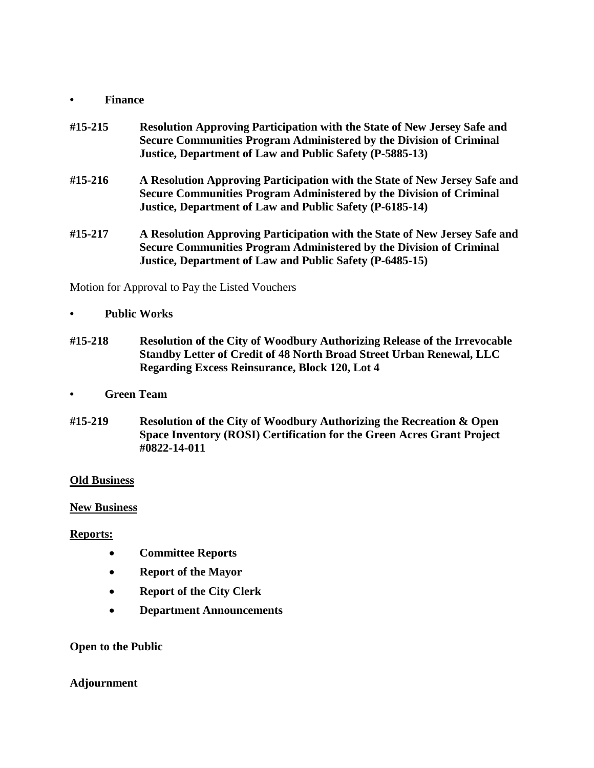- **Finance**

**#15-215 Resolution Approving Participation with the State of New Jersey Safe and Secure Communities Program Administered by the Division of Criminal Justice, Department of Law and Public Safety (P-5885-13)**

**#15-216 A Resolution Approving Participation with the State of New Jersey Safe and Secure Communities Program Administered by the Division of Criminal Justice, Department of Law and Public Safety (P-6185-14)**

**#15-217 A Resolution Approving Participation with the State of New Jersey Safe and Secure Communities Program Administered by the Division of Criminal Justice, Department of Law and Public Safety (P-6485-15)**

Motion for Approval to Pay the Listed Vouchers

- **Public Works**

**#15-218 Resolution of the City of Woodbury Authorizing Release of the Irrevocable Standby Letter of Credit of 48 North Broad Street Urban Renewal, LLC Regarding Excess Reinsurance, Block 120, Lot 4**

- **Green Team**

**#15-219 Resolution of the City of Woodbury Authorizing the Recreation & Open Space Inventory (ROSI) Certification for the Green Acres Grant Project #0822-14-011**

**<u>Old Business</u>**

**<u>New Business</u>**

**<u>Reports:</u>**

- **Committee Reports**
- **Report of the Mayor**
- **Report of the City Clerk**
- **Department Announcements**

**Open to the Public**

**Adjournment**